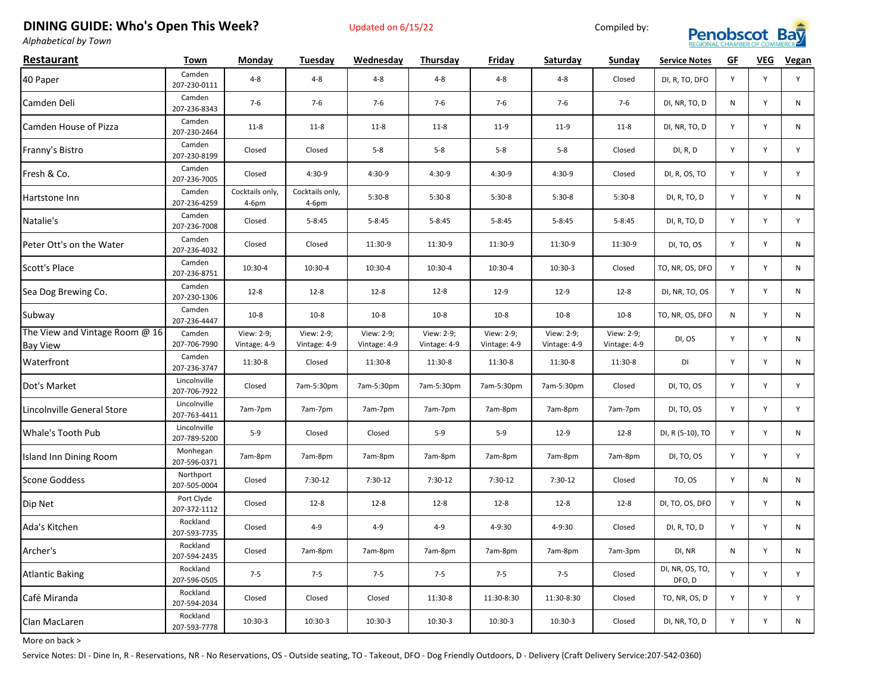# DINING GUIDE: Who's Open This Week?

*Alphabetical by Town*

Updated on 6/15/22

Compiled by: Penobscot Bay Regional Chamber of Commerce

| Restaurant | Town | Monday | Tuesday | Wednesday | Thursday | Friday | Saturday | Sunday | Service Notes | GF | VEG | Vegan |
|---|---|---|---|---|---|---|---|---|---|---|---|---|
| 40 Paper | Camden 207-230-0111 | 4-8 | 4-8 | 4-8 | 4-8 | 4-8 | 4-8 | Closed | DI, R, TO, DFO | Y | Y | Y |
| Camden Deli | Camden 207-236-8343 | 7-6 | 7-6 | 7-6 | 7-6 | 7-6 | 7-6 | 7-6 | DI, NR, TO, D | N | Y | N |
| Camden House of Pizza | Camden 207-230-2464 | 11-8 | 11-8 | 11-8 | 11-8 | 11-9 | 11-9 | 11-8 | DI, NR, TO, D | Y | Y | N |
| Franny's Bistro | Camden 207-230-8199 | Closed | Closed | 5-8 | 5-8 | 5-8 | 5-8 | Closed | DI, R, D | Y | Y | Y |
| Fresh & Co. | Camden 207-236-7005 | Closed | 4:30-9 | 4:30-9 | 4:30-9 | 4:30-9 | 4:30-9 | Closed | DI, R, OS, TO | Y | Y | Y |
| Hartstone Inn | Camden 207-236-4259 | Cocktails only, 4-6pm | Cocktails only, 4-6pm | 5:30-8 | 5:30-8 | 5:30-8 | 5:30-8 | 5:30-8 | DI, R, TO, D | Y | Y | N |
| Natalie's | Camden 207-236-7008 | Closed | 5-8:45 | 5-8:45 | 5-8:45 | 5-8:45 | 5-8:45 | 5-8:45 | DI, R, TO, D | Y | Y | Y |
| Peter Ott's on the Water | Camden 207-236-4032 | Closed | Closed | 11:30-9 | 11:30-9 | 11:30-9 | 11:30-9 | 11:30-9 | DI, TO, OS | Y | Y | N |
| Scott's Place | Camden 207-236-8751 | 10:30-4 | 10:30-4 | 10:30-4 | 10:30-4 | 10:30-4 | 10:30-3 | Closed | TO, NR, OS, DFO | Y | Y | N |
| Sea Dog Brewing Co. | Camden 207-230-1306 | 12-8 | 12-8 | 12-8 | 12-8 | 12-9 | 12-9 | 12-8 | DI, NR, TO, OS | Y | Y | N |
| Subway | Camden 207-236-4447 | 10-8 | 10-8 | 10-8 | 10-8 | 10-8 | 10-8 | 10-8 | TO, NR, OS, DFO | N | Y | N |
| The View and Vintage Room @ 16 Bay View | Camden 207-706-7990 | View: 2-9; Vintage: 4-9 | View: 2-9; Vintage: 4-9 | View: 2-9; Vintage: 4-9 | View: 2-9; Vintage: 4-9 | View: 2-9; Vintage: 4-9 | View: 2-9; Vintage: 4-9 | View: 2-9; Vintage: 4-9 | DI, OS | Y | Y | N |
| Waterfront | Camden 207-236-3747 | 11:30-8 | Closed | 11:30-8 | 11:30-8 | 11:30-8 | 11:30-8 | 11:30-8 | DI | Y | Y | N |
| Dot's Market | Lincolnville 207-706-7922 | Closed | 7am-5:30pm | 7am-5:30pm | 7am-5:30pm | 7am-5:30pm | 7am-5:30pm | Closed | DI, TO, OS | Y | Y | Y |
| Lincolnville General Store | Lincolnville 207-763-4411 | 7am-7pm | 7am-7pm | 7am-7pm | 7am-7pm | 7am-8pm | 7am-8pm | 7am-7pm | DI, TO, OS | Y | Y | Y |
| Whale's Tooth Pub | Lincolnville 207-789-5200 | 5-9 | Closed | Closed | 5-9 | 5-9 | 12-9 | 12-8 | DI, R (5-10), TO | Y | Y | N |
| Island Inn Dining Room | Monhegan 207-596-0371 | 7am-8pm | 7am-8pm | 7am-8pm | 7am-8pm | 7am-8pm | 7am-8pm | 7am-8pm | DI, TO, OS | Y | Y | Y |
| Scone Goddess | Northport 207-505-0004 | Closed | 7:30-12 | 7:30-12 | 7:30-12 | 7:30-12 | 7:30-12 | Closed | TO, OS | Y | N | N |
| Dip Net | Port Clyde 207-372-1112 | Closed | 12-8 | 12-8 | 12-8 | 12-8 | 12-8 | 12-8 | DI, TO, OS, DFO | Y | Y | N |
| Ada's Kitchen | Rockland 207-593-7735 | Closed | 4-9 | 4-9 | 4-9 | 4-9:30 | 4-9:30 | Closed | DI, R, TO, D | Y | Y | N |
| Archer's | Rockland 207-594-2435 | Closed | 7am-8pm | 7am-8pm | 7am-8pm | 7am-8pm | 7am-8pm | 7am-3pm | DI, NR | N | Y | N |
| Atlantic Baking | Rockland 207-596-0505 | 7-5 | 7-5 | 7-5 | 7-5 | 7-5 | 7-5 | Closed | DI, NR, OS, TO, DFO, D | Y | Y | Y |
| Café Miranda | Rockland 207-594-2034 | Closed | Closed | Closed | 11:30-8 | 11:30-8:30 | 11:30-8:30 | Closed | TO, NR, OS, D | Y | Y | Y |
| Clan MacLaren | Rockland 207-593-7778 | 10:30-3 | 10:30-3 | 10:30-3 | 10:30-3 | 10:30-3 | 10:30-3 | Closed | DI, NR, TO, D | Y | Y | N |

More on back >

Service Notes: DI - Dine In, R - Reservations, NR - No Reservations, OS - Outside seating, TO - Takeout, DFO - Dog Friendly Outdoors, D - Delivery (Craft Delivery Service:207-542-0360)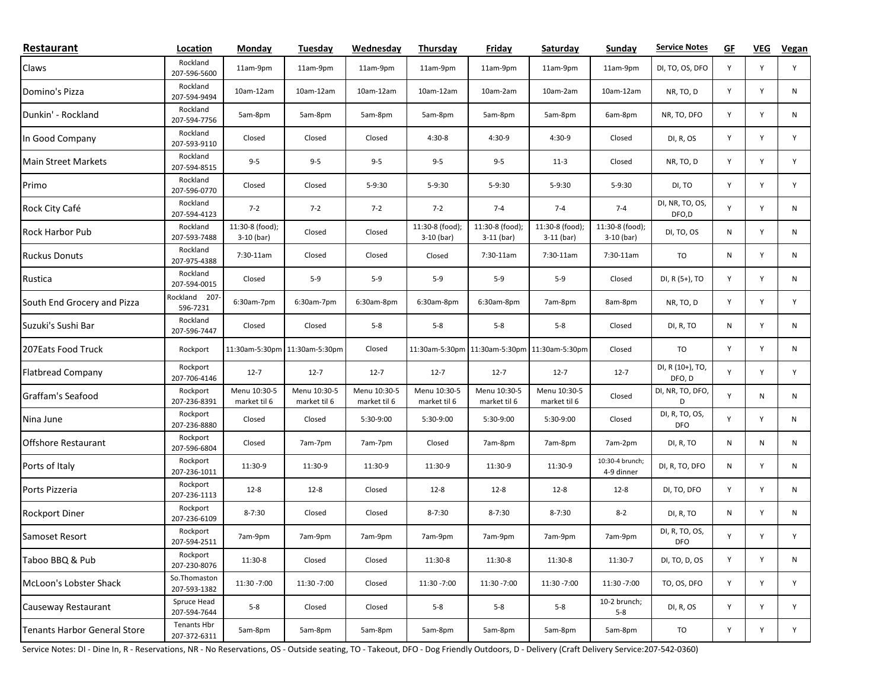| Restaurant | Location | Monday | Tuesday | Wednesday | Thursday | Friday | Saturday | Sunday | Service Notes | GF | VEG | Vegan |
|---|---|---|---|---|---|---|---|---|---|---|---|---|
| Claws | Rockland 207-596-5600 | 11am-9pm | 11am-9pm | 11am-9pm | 11am-9pm | 11am-9pm | 11am-9pm | 11am-9pm | DI, TO, OS, DFO | Y | Y | Y |
| Domino's Pizza | Rockland 207-594-9494 | 10am-12am | 10am-12am | 10am-12am | 10am-12am | 10am-2am | 10am-2am | 10am-12am | NR, TO, D | Y | Y | N |
| Dunkin' - Rockland | Rockland 207-594-7756 | 5am-8pm | 5am-8pm | 5am-8pm | 5am-8pm | 5am-8pm | 5am-8pm | 6am-8pm | NR, TO, DFO | Y | Y | N |
| In Good Company | Rockland 207-593-9110 | Closed | Closed | Closed | 4:30-8 | 4:30-9 | 4:30-9 | Closed | DI, R, OS | Y | Y | Y |
| Main Street Markets | Rockland 207-594-8515 | 9-5 | 9-5 | 9-5 | 9-5 | 9-5 | 11-3 | Closed | NR, TO, D | Y | Y | Y |
| Primo | Rockland 207-596-0770 | Closed | Closed | 5-9:30 | 5-9:30 | 5-9:30 | 5-9:30 | 5-9:30 | DI, TO | Y | Y | Y |
| Rock City Café | Rockland 207-594-4123 | 7-2 | 7-2 | 7-2 | 7-2 | 7-4 | 7-4 | 7-4 | DI, NR, TO, OS, DFO,D | Y | Y | N |
| Rock Harbor Pub | Rockland 207-593-7488 | 11:30-8 (food); 3-10 (bar) | Closed | Closed | 11:30-8 (food); 3-10 (bar) | 11:30-8 (food); 3-11 (bar) | 11:30-8 (food); 3-11 (bar) | 11:30-8 (food); 3-10 (bar) | DI, TO, OS | N | Y | N |
| Ruckus Donuts | Rockland 207-975-4388 | 7:30-11am | Closed | Closed | Closed | 7:30-11am | 7:30-11am | 7:30-11am | TO | N | Y | N |
| Rustica | Rockland 207-594-0015 | Closed | 5-9 | 5-9 | 5-9 | 5-9 | 5-9 | Closed | DI, R (5+), TO | Y | Y | N |
| South End Grocery and Pizza | Rockland 207-596-7231 | 6:30am-7pm | 6:30am-7pm | 6:30am-8pm | 6:30am-8pm | 6:30am-8pm | 7am-8pm | 8am-8pm | NR, TO, D | Y | Y | Y |
| Suzuki's Sushi Bar | Rockland 207-596-7447 | Closed | Closed | 5-8 | 5-8 | 5-8 | 5-8 | Closed | DI, R, TO | N | Y | N |
| 207Eats Food Truck | Rockport | 11:30am-5:30pm | 11:30am-5:30pm | Closed | 11:30am-5:30pm | 11:30am-5:30pm | 11:30am-5:30pm | Closed | TO | Y | Y | N |
| Flatbread Company | Rockport 207-706-4146 | 12-7 | 12-7 | 12-7 | 12-7 | 12-7 | 12-7 | 12-7 | DI, R (10+), TO, DFO, D | Y | Y | Y |
| Graffam's Seafood | Rockport 207-236-8391 | Menu 10:30-5 market til 6 | Menu 10:30-5 market til 6 | Menu 10:30-5 market til 6 | Menu 10:30-5 market til 6 | Menu 10:30-5 market til 6 | Menu 10:30-5 market til 6 | Closed | DI, NR, TO, DFO, D | Y | N | N |
| Nina June | Rockport 207-236-8880 | Closed | Closed | 5:30-9:00 | 5:30-9:00 | 5:30-9:00 | 5:30-9:00 | Closed | DI, R, TO, OS, DFO | Y | Y | N |
| Offshore Restaurant | Rockport 207-596-6804 | Closed | 7am-7pm | 7am-7pm | Closed | 7am-8pm | 7am-8pm | 7am-2pm | DI, R, TO | N | N | N |
| Ports of Italy | Rockport 207-236-1011 | 11:30-9 | 11:30-9 | 11:30-9 | 11:30-9 | 11:30-9 | 11:30-9 | 10:30-4 brunch; 4-9 dinner | DI, R, TO, DFO | N | Y | N |
| Ports Pizzeria | Rockport 207-236-1113 | 12-8 | 12-8 | Closed | 12-8 | 12-8 | 12-8 | 12-8 | DI, TO, DFO | Y | Y | N |
| Rockport Diner | Rockport 207-236-6109 | 8-7:30 | Closed | Closed | 8-7:30 | 8-7:30 | 8-7:30 | 8-2 | DI, R, TO | N | Y | N |
| Samoset Resort | Rockport 207-594-2511 | 7am-9pm | 7am-9pm | 7am-9pm | 7am-9pm | 7am-9pm | 7am-9pm | 7am-9pm | DI, R, TO, OS, DFO | Y | Y | Y |
| Taboo BBQ & Pub | Rockport 207-230-8076 | 11:30-8 | Closed | Closed | 11:30-8 | 11:30-8 | 11:30-8 | 11:30-7 | DI, TO, D, OS | Y | Y | N |
| McLoon's Lobster Shack | So.Thomaston 207-593-1382 | 11:30 -7:00 | 11:30 -7:00 | Closed | 11:30 -7:00 | 11:30 -7:00 | 11:30 -7:00 | 11:30 -7:00 | TO, OS, DFO | Y | Y | Y |
| Causeway Restaurant | Spruce Head 207-594-7644 | 5-8 | Closed | Closed | 5-8 | 5-8 | 5-8 | 10-2 brunch; 5-8 | DI, R, OS | Y | Y | Y |
| Tenants Harbor General Store | Tenants Hbr 207-372-6311 | 5am-8pm | 5am-8pm | 5am-8pm | 5am-8pm | 5am-8pm | 5am-8pm | 5am-8pm | TO | Y | Y | Y |

Service Notes: DI - Dine In, R - Reservations, NR - No Reservations, OS - Outside seating, TO - Takeout, DFO - Dog Friendly Outdoors, D - Delivery (Craft Delivery Service:207-542-0360)